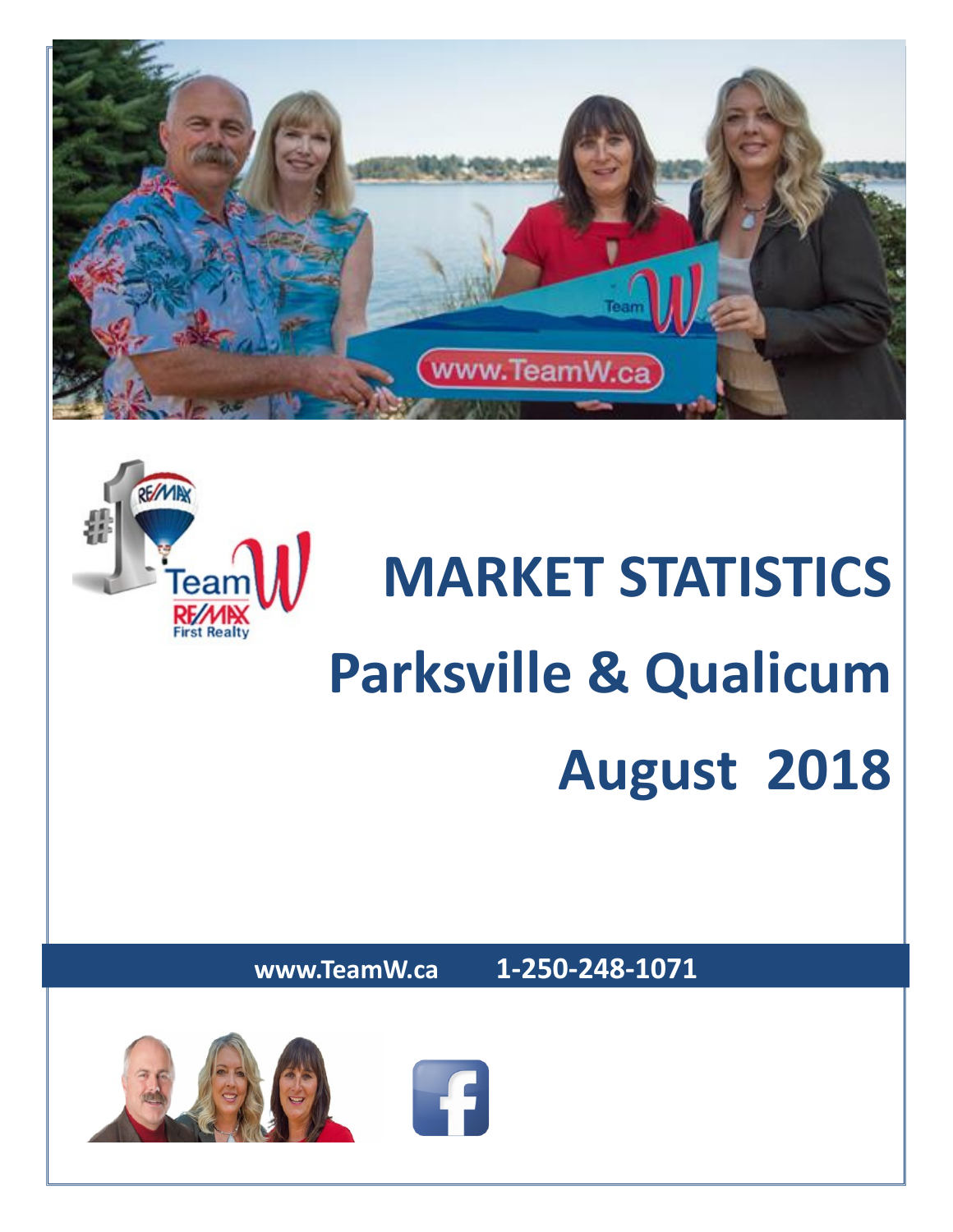# MARKET STATISTICS

# Parksville & Qualicum

# August 2018

**www.TeamW.ca 1-250-248-1071**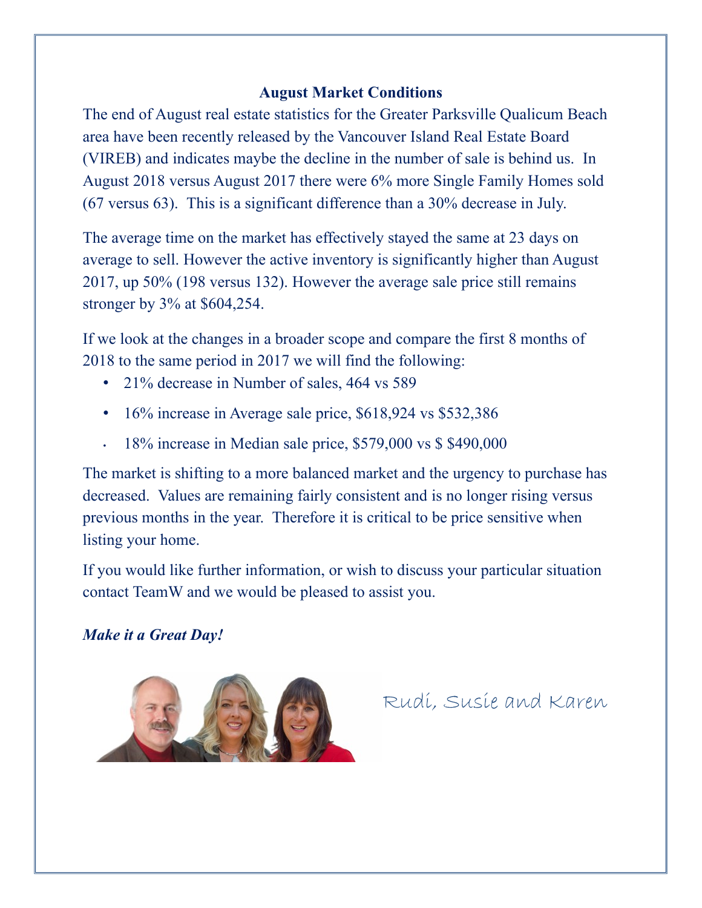## August Market Conditions

The end of August real estate statistics for the Greater Parksville Qualicum Beach area have been recently released by the Vancouver Island Real Estate Board (VIREB) and indicates maybe the decline in the number of sale is behind us. In August 2018 versus August 2017 there were 6% more Single Family Homes sold (67 versus 63). This is a significant difference than a 30% decrease in July.

The average time on the market has effectively stayed the same at 23 days on average to sell. However the active inventory is significantly higher than August 2017, up 50% (198 versus 132). However the average sale price still remains stronger by 3% at $604,254.

If we look at the changes in a broader scope and compare the first 8 months of 2018 to the same period in 2017 we will find the following:

- 21% decrease in Number of sales, 464 vs 589
- 16% increase in Average sale price, $618,924 vs $532,386
- 18% increase in Median sale price, $579,000 vs $ $490,000

The market is shifting to a more balanced market and the urgency to purchase has decreased. Values are remaining fairly consistent and is no longer rising versus previous months in the year. Therefore it is critical to be price sensitive when listing your home.

If you would like further information, or wish to discuss your particular situation contact TeamW and we would be pleased to assist you.

***Make it a Great Day!***

Rudi, Susie and Karen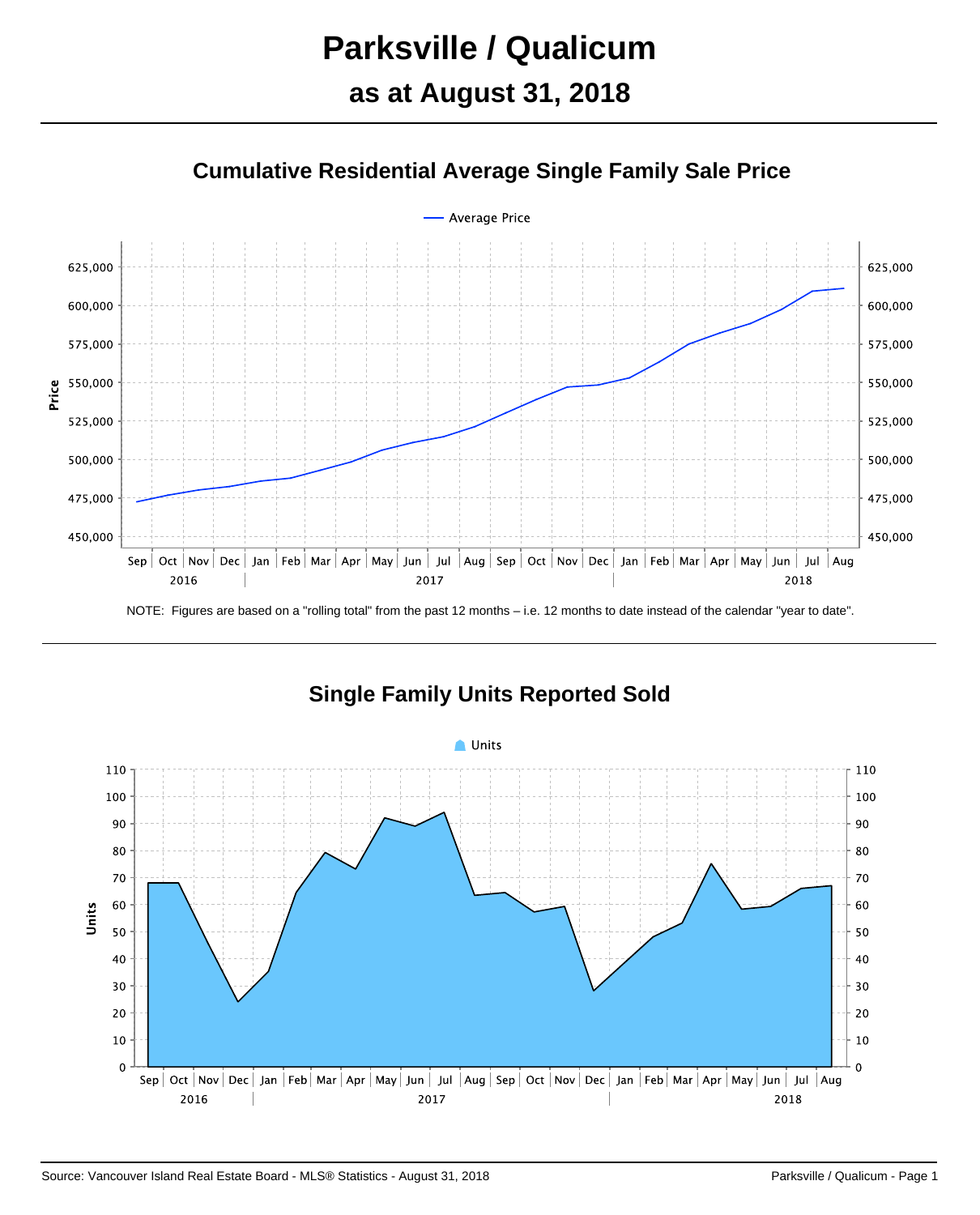# Parksville / Qualicum

## as at August 31, 2018

### Cumulative Residential Average Single Family Sale Price

NOTE: Figures are based on a "rolling total" from the past 12 months – i.e. 12 months to date instead of the calendar "year to date".

### Single Family Units Reported Sold

Source: Vancouver Island Real Estate Board - MLS® Statistics - August 31, 2018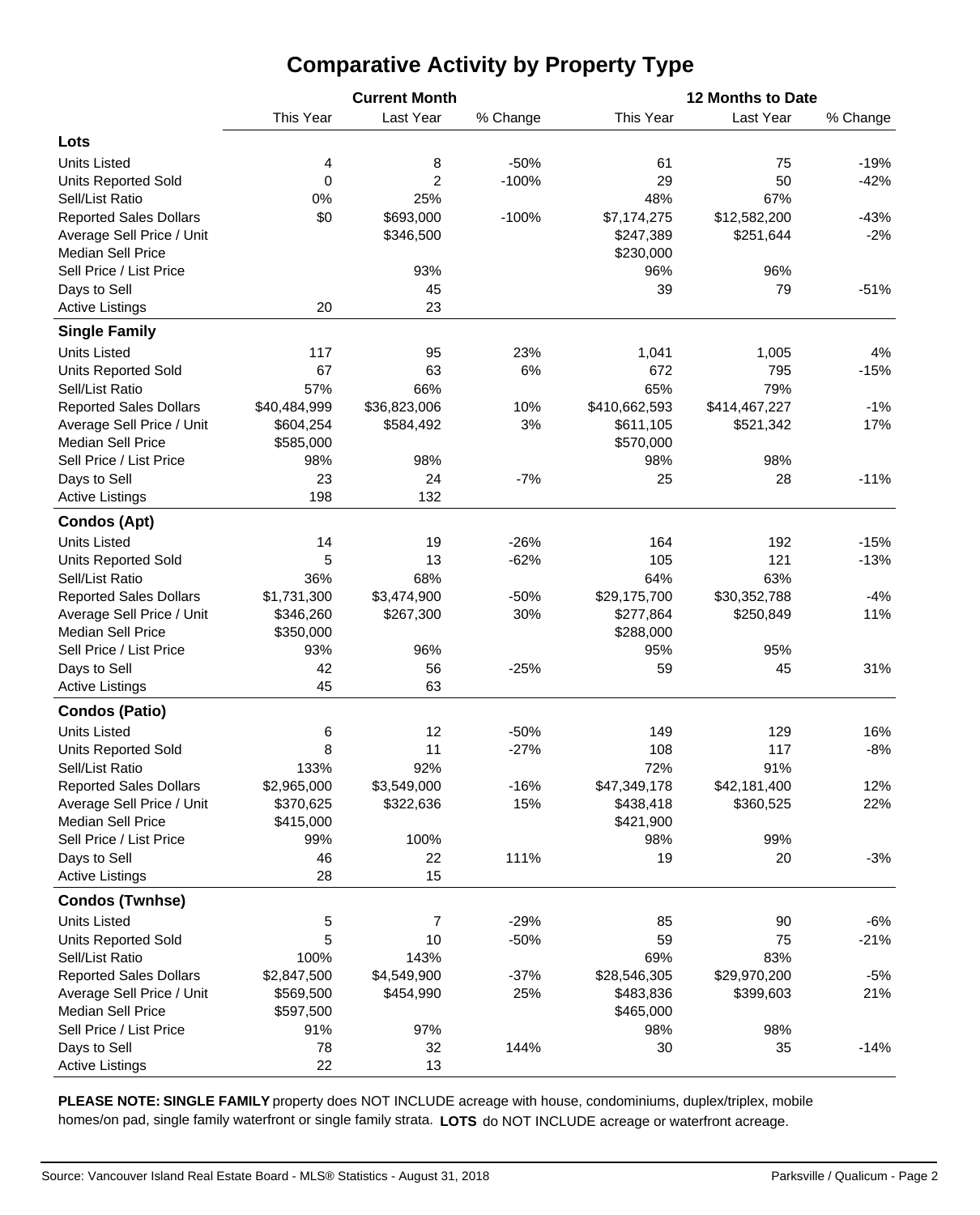# Comparative Activity by Property Type

| | Current Month | | | 12 Months to Date | | |
|---|---|---|---|---|---|---|
| | This Year | Last Year | % Change | This Year | Last Year | % Change |
| **Lots** | | | | | | |
| Units Listed | 4 | 8 | -50% | 61 | 75 | -19% |
| Units Reported Sold | 0 | 2 | -100% | 29 | 50 | -42% |
| Sell/List Ratio | 0% | 25% | | 48% | 67% | |
| Reported Sales Dollars | $0 | $693,000 | -100% | $7,174,275 | $12,582,200 | -43% |
| Average Sell Price / Unit | | $346,500 | | $247,389 | $251,644 | -2% |
| Median Sell Price | | | | $230,000 | | |
| Sell Price / List Price | | 93% | | 96% | 96% | |
| Days to Sell | | 45 | | 39 | 79 | -51% |
| Active Listings | 20 | 23 | | | | |
| **Single Family** | | | | | | |
| Units Listed | 117 | 95 | 23% | 1,041 | 1,005 | 4% |
| Units Reported Sold | 67 | 63 | 6% | 672 | 795 | -15% |
| Sell/List Ratio | 57% | 66% | | 65% | 79% | |
| Reported Sales Dollars | $40,484,999 | $36,823,006 | 10% | $410,662,593 | $414,467,227 | -1% |
| Average Sell Price / Unit | $604,254 | $584,492 | 3% | $611,105 | $521,342 | 17% |
| Median Sell Price | $585,000 | | | $570,000 | | |
| Sell Price / List Price | 98% | 98% | | 98% | 98% | |
| Days to Sell | 23 | 24 | -7% | 25 | 28 | -11% |
| Active Listings | 198 | 132 | | | | |
| **Condos (Apt)** | | | | | | |
| Units Listed | 14 | 19 | -26% | 164 | 192 | -15% |
| Units Reported Sold | 5 | 13 | -62% | 105 | 121 | -13% |
| Sell/List Ratio | 36% | 68% | | 64% | 63% | |
| Reported Sales Dollars | $1,731,300 | $3,474,900 | -50% | $29,175,700 | $30,352,788 | -4% |
| Average Sell Price / Unit | $346,260 | $267,300 | 30% | $277,864 | $250,849 | 11% |
| Median Sell Price | $350,000 | | | $288,000 | | |
| Sell Price / List Price | 93% | 96% | | 95% | 95% | |
| Days to Sell | 42 | 56 | -25% | 59 | 45 | 31% |
| Active Listings | 45 | 63 | | | | |
| **Condos (Patio)** | | | | | | |
| Units Listed | 6 | 12 | -50% | 149 | 129 | 16% |
| Units Reported Sold | 8 | 11 | -27% | 108 | 117 | -8% |
| Sell/List Ratio | 133% | 92% | | 72% | 91% | |
| Reported Sales Dollars | $2,965,000 | $3,549,000 | -16% | $47,349,178 | $42,181,400 | 12% |
| Average Sell Price / Unit | $370,625 | $322,636 | 15% | $438,418 | $360,525 | 22% |
| Median Sell Price | $415,000 | | | $421,900 | | |
| Sell Price / List Price | 99% | 100% | | 98% | 99% | |
| Days to Sell | 46 | 22 | 111% | 19 | 20 | -3% |
| Active Listings | 28 | 15 | | | | |
| **Condos (Twnhse)** | | | | | | |
| Units Listed | 5 | 7 | -29% | 85 | 90 | -6% |
| Units Reported Sold | 5 | 10 | -50% | 59 | 75 | -21% |
| Sell/List Ratio | 100% | 143% | | 69% | 83% | |
| Reported Sales Dollars | $2,847,500 | $4,549,900 | -37% | $28,546,305 | $29,970,200 | -5% |
| Average Sell Price / Unit | $569,500 | $454,990 | 25% | $483,836 | $399,603 | 21% |
| Median Sell Price | $597,500 | | | $465,000 | | |
| Sell Price / List Price | 91% | 97% | | 98% | 98% | |
| Days to Sell | 78 | 32 | 144% | 30 | 35 | -14% |
| Active Listings | 22 | 13 | | | | |

**PLEASE NOTE: SINGLE FAMILY** property does NOT INCLUDE acreage with house, condominiums, duplex/triplex, mobile homes/on pad, single family waterfront or single family strata. **LOTS** do NOT INCLUDE acreage or waterfront acreage.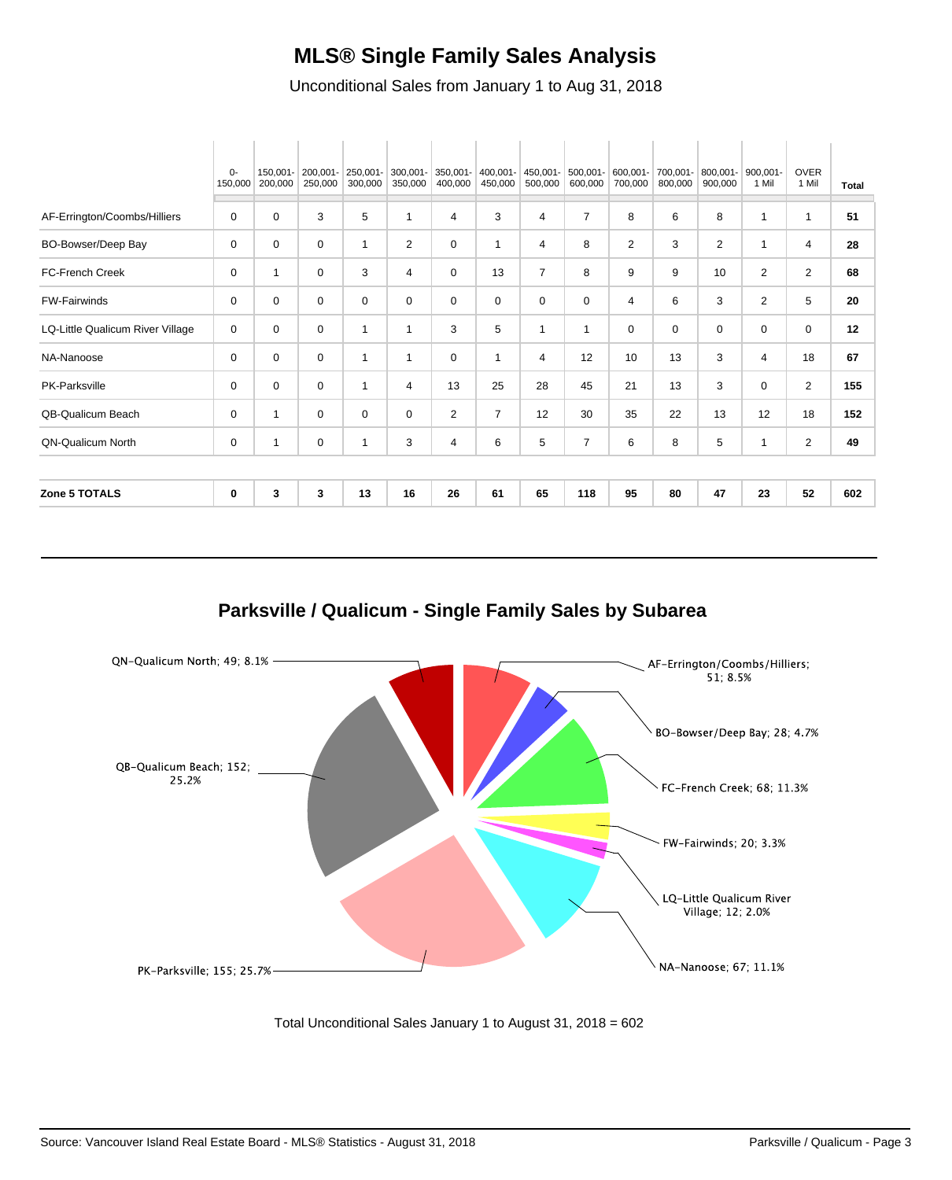# MLS® Single Family Sales Analysis

Unconditional Sales from January 1 to Aug 31, 2018

| | 0-150,000 | 150,001-200,000 | 200,001-250,000 | 250,001-300,000 | 300,001-350,000 | 350,001-400,000 | 400,001-450,000 | 450,001-500,000 | 500,001-600,000 | 600,001-700,000 | 700,001-800,000 | 800,001-900,000 | 900,001-1 Mil | OVER 1 Mil | Total |
|---|---|---|---|---|---|---|---|---|---|---|---|---|---|---|---|
| AF-Errington/Coombs/Hilliers | 0 | 0 | 3 | 5 | 1 | 4 | 3 | 4 | 7 | 8 | 6 | 8 | 1 | 1 | **51** |
| BO-Bowser/Deep Bay | 0 | 0 | 0 | 1 | 2 | 0 | 1 | 4 | 8 | 2 | 3 | 2 | 1 | 4 | **28** |
| FC-French Creek | 0 | 1 | 0 | 3 | 4 | 0 | 13 | 7 | 8 | 9 | 9 | 10 | 2 | 2 | **68** |
| FW-Fairwinds | 0 | 0 | 0 | 0 | 0 | 0 | 0 | 0 | 0 | 4 | 6 | 3 | 2 | 5 | **20** |
| LQ-Little Qualicum River Village | 0 | 0 | 0 | 1 | 1 | 3 | 5 | 1 | 1 | 0 | 0 | 0 | 0 | 0 | **12** |
| NA-Nanoose | 0 | 0 | 0 | 1 | 1 | 0 | 1 | 4 | 12 | 10 | 13 | 3 | 4 | 18 | **67** |
| PK-Parksville | 0 | 0 | 0 | 1 | 4 | 13 | 25 | 28 | 45 | 21 | 13 | 3 | 0 | 2 | **155** |
| QB-Qualicum Beach | 0 | 1 | 0 | 0 | 0 | 2 | 7 | 12 | 30 | 35 | 22 | 13 | 12 | 18 | **152** |
| QN-Qualicum North | 0 | 1 | 0 | 1 | 3 | 4 | 6 | 5 | 7 | 6 | 8 | 5 | 1 | 2 | **49** |
| **Zone 5 TOTALS** | **0** | **3** | **3** | **13** | **16** | **26** | **61** | **65** | **118** | **95** | **80** | **47** | **23** | **52** | **602** |

## Parksville / Qualicum - Single Family Sales by Subarea

QN-Qualicum North; 49; 8.1%

AF-Errington/Coombs/Hilliers; 51; 8.5%

BO-Bowser/Deep Bay; 28; 4.7%

FC-French Creek; 68; 11.3%

FW-Fairwinds; 20; 3.3%

LQ-Little Qualicum River Village; 12; 2.0%

NA-Nanoose; 67; 11.1%

PK-Parksville; 155; 25.7%

QB-Qualicum Beach; 152; 25.2%

Total Unconditional Sales January 1 to August 31, 2018 = 602

Source: Vancouver Island Real Estate Board - MLS® Statistics - August 31, 2018